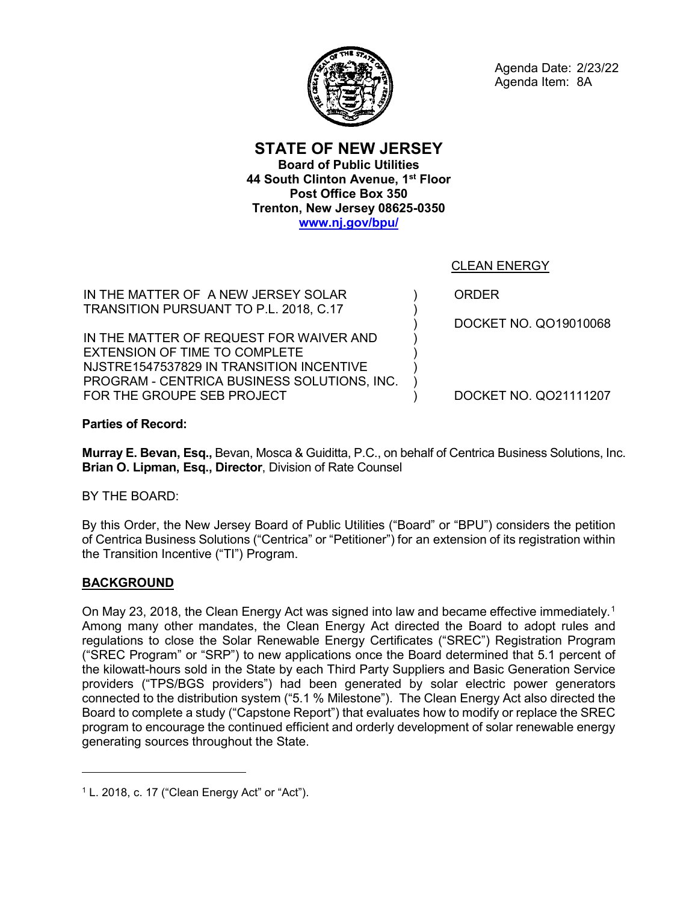Agenda Date: 2/23/22
Agenda Item: 8A

# STATE OF NEW JERSEY

**Board of Public Utilities**
**44 South Clinton Avenue, 1st Floor**
**Post Office Box 350**
**Trenton, New Jersey 08625-0350**
**www.nj.gov/bpu/**

CLEAN ENERGY

| | | |
|---|---|---|
| IN THE MATTER OF A NEW JERSEY SOLAR TRANSITION PURSUANT TO P.L. 2018, C.17 | ) | ORDER |
| | ) | DOCKET NO. QO19010068 |
| IN THE MATTER OF REQUEST FOR WAIVER AND EXTENSION OF TIME TO COMPLETE NJSTRE1547537829 IN TRANSITION INCENTIVE PROGRAM - CENTRICA BUSINESS SOLUTIONS, INC. FOR THE GROUPE SEB PROJECT | ) | DOCKET NO. QO21111207 |

**Parties of Record:**

**Murray E. Bevan, Esq.,** Bevan, Mosca & Guiditta, P.C., on behalf of Centrica Business Solutions, Inc.
**Brian O. Lipman, Esq., Director**, Division of Rate Counsel

BY THE BOARD:

By this Order, the New Jersey Board of Public Utilities ("Board" or "BPU") considers the petition of Centrica Business Solutions ("Centrica" or "Petitioner") for an extension of its registration within the Transition Incentive ("TI") Program.

## BACKGROUND

On May 23, 2018, the Clean Energy Act was signed into law and became effective immediately.[1] Among many other mandates, the Clean Energy Act directed the Board to adopt rules and regulations to close the Solar Renewable Energy Certificates ("SREC") Registration Program ("SREC Program" or "SRP") to new applications once the Board determined that 5.1 percent of the kilowatt-hours sold in the State by each Third Party Suppliers and Basic Generation Service providers ("TPS/BGS providers") had been generated by solar electric power generators connected to the distribution system ("5.1 % Milestone"). The Clean Energy Act also directed the Board to complete a study ("Capstone Report") that evaluates how to modify or replace the SREC program to encourage the continued efficient and orderly development of solar renewable energy generating sources throughout the State.

[1] L. 2018, c. 17 ("Clean Energy Act" or "Act").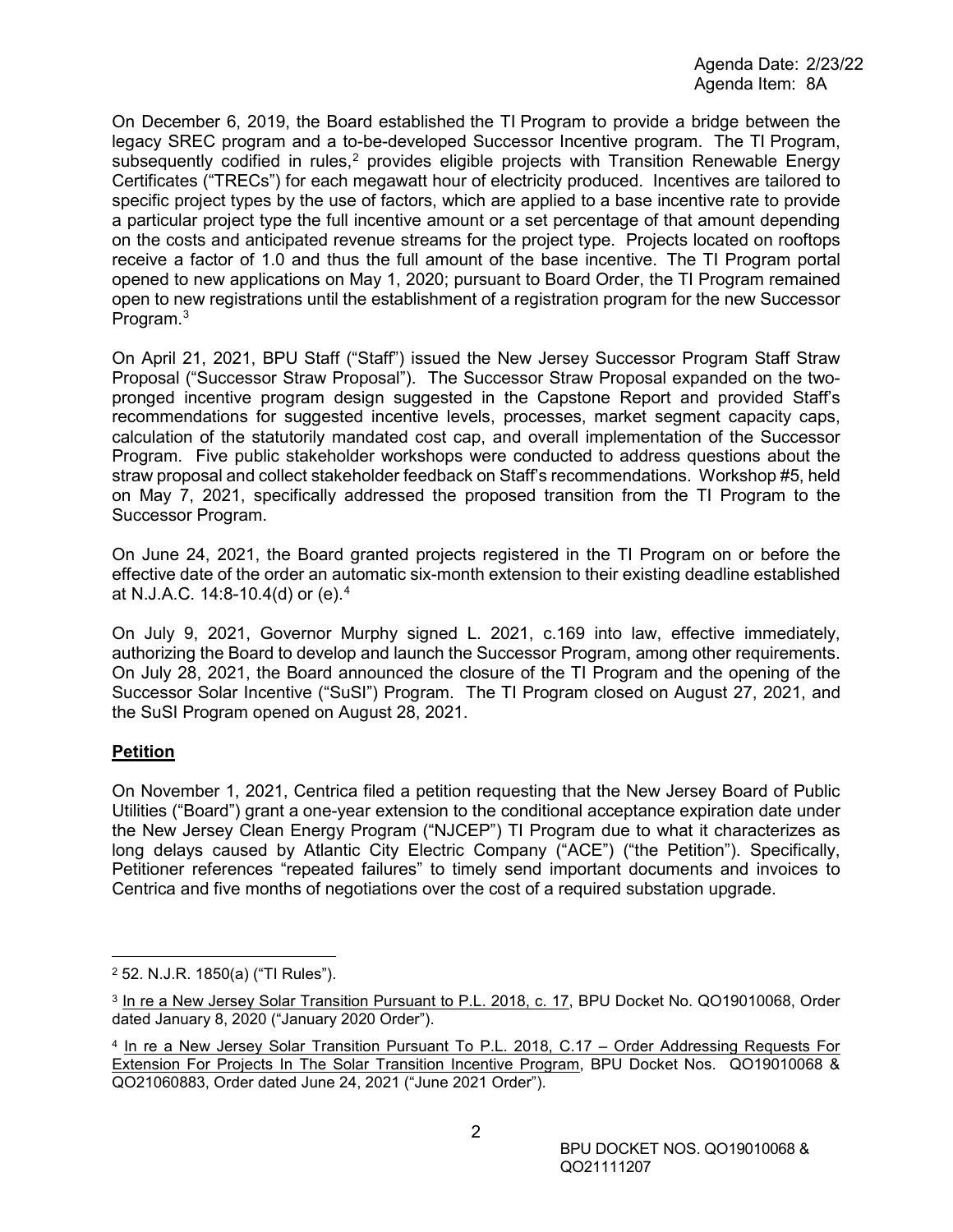On December 6, 2019, the Board established the TI Program to provide a bridge between the legacy SREC program and a to-be-developed Successor Incentive program. The TI Program, subsequently codified in rules,[2] provides eligible projects with Transition Renewable Energy Certificates ("TRECs") for each megawatt hour of electricity produced. Incentives are tailored to specific project types by the use of factors, which are applied to a base incentive rate to provide a particular project type the full incentive amount or a set percentage of that amount depending on the costs and anticipated revenue streams for the project type. Projects located on rooftops receive a factor of 1.0 and thus the full amount of the base incentive. The TI Program portal opened to new applications on May 1, 2020; pursuant to Board Order, the TI Program remained open to new registrations until the establishment of a registration program for the new Successor Program.[3]

On April 21, 2021, BPU Staff ("Staff") issued the New Jersey Successor Program Staff Straw Proposal ("Successor Straw Proposal"). The Successor Straw Proposal expanded on the two-pronged incentive program design suggested in the Capstone Report and provided Staff's recommendations for suggested incentive levels, processes, market segment capacity caps, calculation of the statutorily mandated cost cap, and overall implementation of the Successor Program. Five public stakeholder workshops were conducted to address questions about the straw proposal and collect stakeholder feedback on Staff's recommendations. Workshop #5, held on May 7, 2021, specifically addressed the proposed transition from the TI Program to the Successor Program.

On June 24, 2021, the Board granted projects registered in the TI Program on or before the effective date of the order an automatic six-month extension to their existing deadline established at N.J.A.C. 14:8-10.4(d) or (e).[4]

On July 9, 2021, Governor Murphy signed L. 2021, c.169 into law, effective immediately, authorizing the Board to develop and launch the Successor Program, among other requirements. On July 28, 2021, the Board announced the closure of the TI Program and the opening of the Successor Solar Incentive ("SuSI") Program. The TI Program closed on August 27, 2021, and the SuSI Program opened on August 28, 2021.

**Petition**

On November 1, 2021, Centrica filed a petition requesting that the New Jersey Board of Public Utilities ("Board") grant a one-year extension to the conditional acceptance expiration date under the New Jersey Clean Energy Program ("NJCEP") TI Program due to what it characterizes as long delays caused by Atlantic City Electric Company ("ACE") ("the Petition"). Specifically, Petitioner references "repeated failures" to timely send important documents and invoices to Centrica and five months of negotiations over the cost of a required substation upgrade.

---

[2] 52. N.J.R. 1850(a) ("TI Rules").

[3] In re a New Jersey Solar Transition Pursuant to P.L. 2018, c. 17, BPU Docket No. QO19010068, Order dated January 8, 2020 ("January 2020 Order").

[4] In re a New Jersey Solar Transition Pursuant To P.L. 2018, C.17 – Order Addressing Requests For Extension For Projects In The Solar Transition Incentive Program, BPU Docket Nos. QO19010068 & QO21060883, Order dated June 24, 2021 ("June 2021 Order").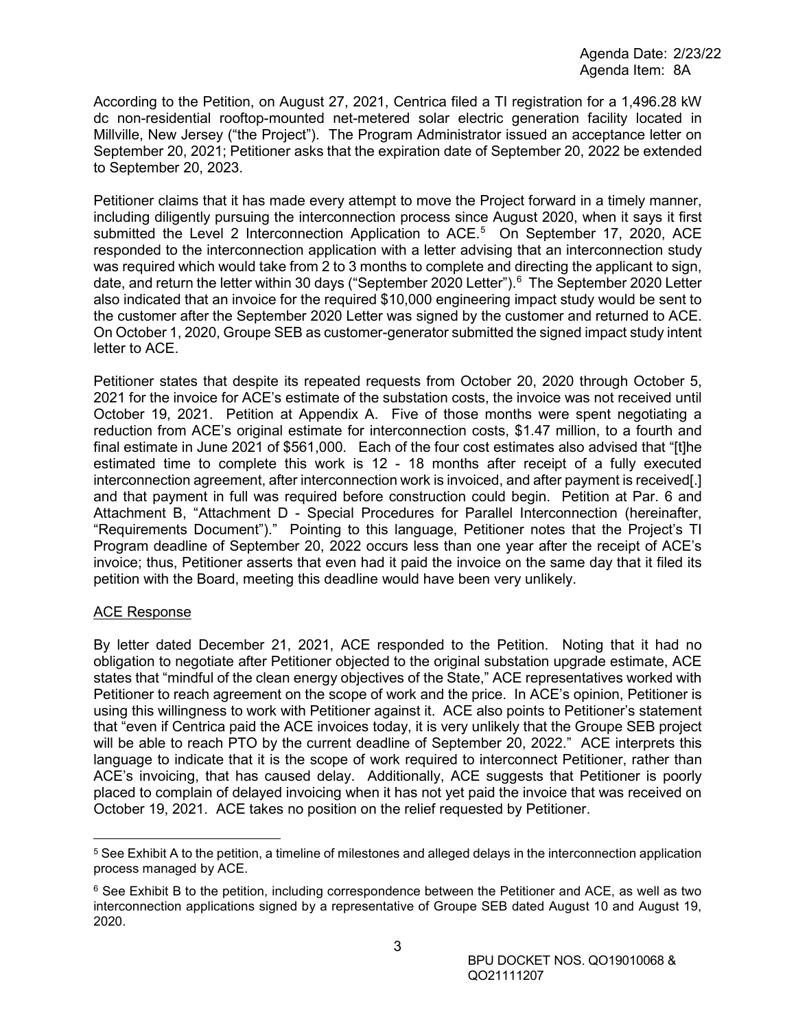According to the Petition, on August 27, 2021, Centrica filed a TI registration for a 1,496.28 kW dc non-residential rooftop-mounted net-metered solar electric generation facility located in Millville, New Jersey ("the Project"). The Program Administrator issued an acceptance letter on September 20, 2021; Petitioner asks that the expiration date of September 20, 2022 be extended to September 20, 2023.

Petitioner claims that it has made every attempt to move the Project forward in a timely manner, including diligently pursuing the interconnection process since August 2020, when it says it first submitted the Level 2 Interconnection Application to ACE.[5] On September 17, 2020, ACE responded to the interconnection application with a letter advising that an interconnection study was required which would take from 2 to 3 months to complete and directing the applicant to sign, date, and return the letter within 30 days ("September 2020 Letter").[6] The September 2020 Letter also indicated that an invoice for the required $10,000 engineering impact study would be sent to the customer after the September 2020 Letter was signed by the customer and returned to ACE. On October 1, 2020, Groupe SEB as customer-generator submitted the signed impact study intent letter to ACE.

Petitioner states that despite its repeated requests from October 20, 2020 through October 5, 2021 for the invoice for ACE's estimate of the substation costs, the invoice was not received until October 19, 2021. Petition at Appendix A. Five of those months were spent negotiating a reduction from ACE's original estimate for interconnection costs, $1.47 million, to a fourth and final estimate in June 2021 of $561,000. Each of the four cost estimates also advised that "[t]he estimated time to complete this work is 12 - 18 months after receipt of a fully executed interconnection agreement, after interconnection work is invoiced, and after payment is received[.] and that payment in full was required before construction could begin. Petition at Par. 6 and Attachment B, "Attachment D - Special Procedures for Parallel Interconnection (hereinafter, "Requirements Document")." Pointing to this language, Petitioner notes that the Project's TI Program deadline of September 20, 2022 occurs less than one year after the receipt of ACE's invoice; thus, Petitioner asserts that even had it paid the invoice on the same day that it filed its petition with the Board, meeting this deadline would have been very unlikely.

ACE Response

By letter dated December 21, 2021, ACE responded to the Petition. Noting that it had no obligation to negotiate after Petitioner objected to the original substation upgrade estimate, ACE states that "mindful of the clean energy objectives of the State," ACE representatives worked with Petitioner to reach agreement on the scope of work and the price. In ACE's opinion, Petitioner is using this willingness to work with Petitioner against it. ACE also points to Petitioner's statement that "even if Centrica paid the ACE invoices today, it is very unlikely that the Groupe SEB project will be able to reach PTO by the current deadline of September 20, 2022." ACE interprets this language to indicate that it is the scope of work required to interconnect Petitioner, rather than ACE's invoicing, that has caused delay. Additionally, ACE suggests that Petitioner is poorly placed to complain of delayed invoicing when it has not yet paid the invoice that was received on October 19, 2021. ACE takes no position on the relief requested by Petitioner.

[5] See Exhibit A to the petition, a timeline of milestones and alleged delays in the interconnection application process managed by ACE.

[6] See Exhibit B to the petition, including correspondence between the Petitioner and ACE, as well as two interconnection applications signed by a representative of Groupe SEB dated August 10 and August 19, 2020.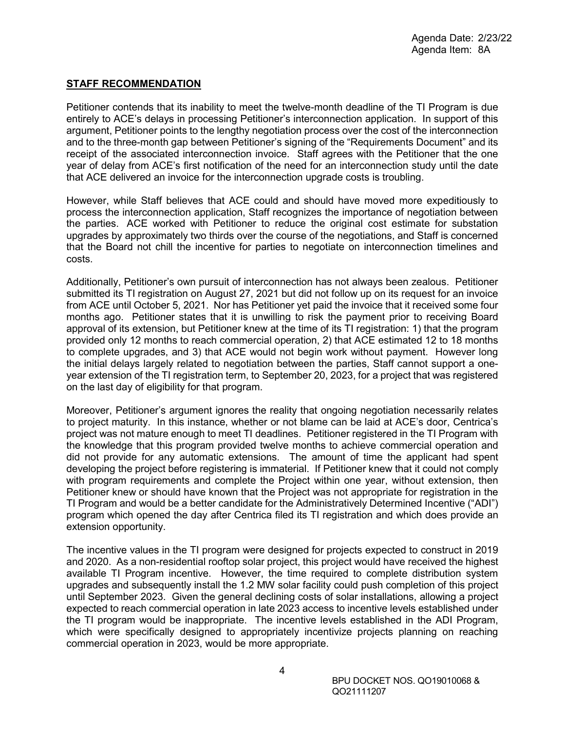## STAFF RECOMMENDATION

Petitioner contends that its inability to meet the twelve-month deadline of the TI Program is due entirely to ACE's delays in processing Petitioner's interconnection application. In support of this argument, Petitioner points to the lengthy negotiation process over the cost of the interconnection and to the three-month gap between Petitioner's signing of the "Requirements Document" and its receipt of the associated interconnection invoice. Staff agrees with the Petitioner that the one year of delay from ACE's first notification of the need for an interconnection study until the date that ACE delivered an invoice for the interconnection upgrade costs is troubling.

However, while Staff believes that ACE could and should have moved more expeditiously to process the interconnection application, Staff recognizes the importance of negotiation between the parties. ACE worked with Petitioner to reduce the original cost estimate for substation upgrades by approximately two thirds over the course of the negotiations, and Staff is concerned that the Board not chill the incentive for parties to negotiate on interconnection timelines and costs.

Additionally, Petitioner's own pursuit of interconnection has not always been zealous. Petitioner submitted its TI registration on August 27, 2021 but did not follow up on its request for an invoice from ACE until October 5, 2021. Nor has Petitioner yet paid the invoice that it received some four months ago. Petitioner states that it is unwilling to risk the payment prior to receiving Board approval of its extension, but Petitioner knew at the time of its TI registration: 1) that the program provided only 12 months to reach commercial operation, 2) that ACE estimated 12 to 18 months to complete upgrades, and 3) that ACE would not begin work without payment. However long the initial delays largely related to negotiation between the parties, Staff cannot support a one-year extension of the TI registration term, to September 20, 2023, for a project that was registered on the last day of eligibility for that program.

Moreover, Petitioner's argument ignores the reality that ongoing negotiation necessarily relates to project maturity. In this instance, whether or not blame can be laid at ACE's door, Centrica's project was not mature enough to meet TI deadlines. Petitioner registered in the TI Program with the knowledge that this program provided twelve months to achieve commercial operation and did not provide for any automatic extensions. The amount of time the applicant had spent developing the project before registering is immaterial. If Petitioner knew that it could not comply with program requirements and complete the Project within one year, without extension, then Petitioner knew or should have known that the Project was not appropriate for registration in the TI Program and would be a better candidate for the Administratively Determined Incentive ("ADI") program which opened the day after Centrica filed its TI registration and which does provide an extension opportunity.

The incentive values in the TI program were designed for projects expected to construct in 2019 and 2020. As a non-residential rooftop solar project, this project would have received the highest available TI Program incentive. However, the time required to complete distribution system upgrades and subsequently install the 1.2 MW solar facility could push completion of this project until September 2023. Given the general declining costs of solar installations, allowing a project expected to reach commercial operation in late 2023 access to incentive levels established under the TI program would be inappropriate. The incentive levels established in the ADI Program, which were specifically designed to appropriately incentivize projects planning on reaching commercial operation in 2023, would be more appropriate.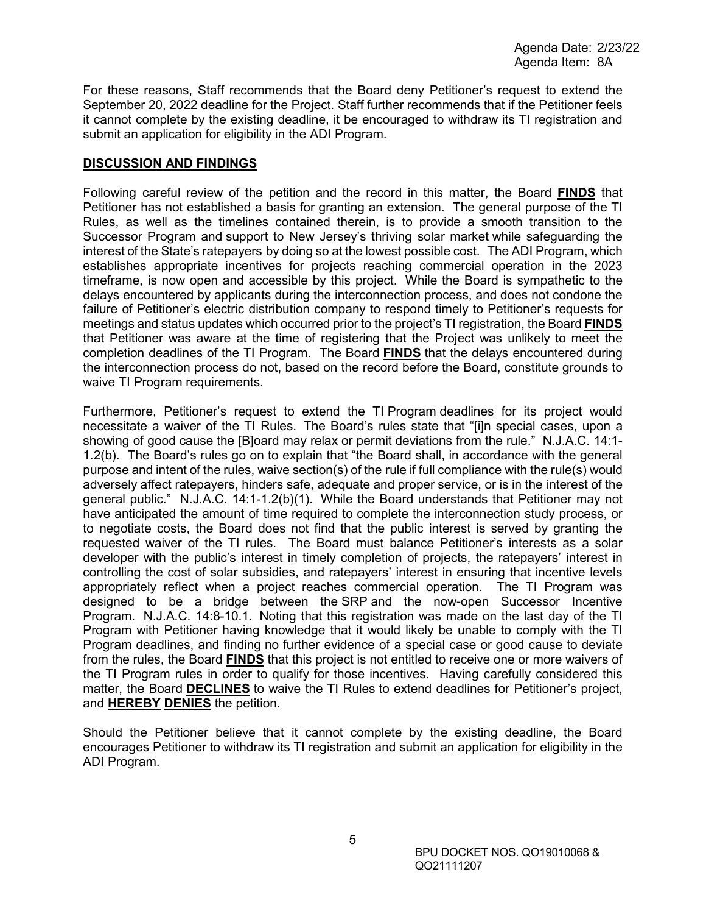For these reasons, Staff recommends that the Board deny Petitioner's request to extend the September 20, 2022 deadline for the Project. Staff further recommends that if the Petitioner feels it cannot complete by the existing deadline, it be encouraged to withdraw its TI registration and submit an application for eligibility in the ADI Program.

## DISCUSSION AND FINDINGS

Following careful review of the petition and the record in this matter, the Board **FINDS** that Petitioner has not established a basis for granting an extension. The general purpose of the TI Rules, as well as the timelines contained therein, is to provide a smooth transition to the Successor Program and support to New Jersey's thriving solar market while safeguarding the interest of the State's ratepayers by doing so at the lowest possible cost. The ADI Program, which establishes appropriate incentives for projects reaching commercial operation in the 2023 timeframe, is now open and accessible by this project. While the Board is sympathetic to the delays encountered by applicants during the interconnection process, and does not condone the failure of Petitioner's electric distribution company to respond timely to Petitioner's requests for meetings and status updates which occurred prior to the project's TI registration, the Board **FINDS** that Petitioner was aware at the time of registering that the Project was unlikely to meet the completion deadlines of the TI Program. The Board **FINDS** that the delays encountered during the interconnection process do not, based on the record before the Board, constitute grounds to waive TI Program requirements.

Furthermore, Petitioner's request to extend the TI Program deadlines for its project would necessitate a waiver of the TI Rules. The Board's rules state that "[i]n special cases, upon a showing of good cause the [B]oard may relax or permit deviations from the rule." N.J.A.C. 14:1-1.2(b). The Board's rules go on to explain that "the Board shall, in accordance with the general purpose and intent of the rules, waive section(s) of the rule if full compliance with the rule(s) would adversely affect ratepayers, hinders safe, adequate and proper service, or is in the interest of the general public." N.J.A.C. 14:1-1.2(b)(1). While the Board understands that Petitioner may not have anticipated the amount of time required to complete the interconnection study process, or to negotiate costs, the Board does not find that the public interest is served by granting the requested waiver of the TI rules. The Board must balance Petitioner's interests as a solar developer with the public's interest in timely completion of projects, the ratepayers' interest in controlling the cost of solar subsidies, and ratepayers' interest in ensuring that incentive levels appropriately reflect when a project reaches commercial operation. The TI Program was designed to be a bridge between the SRP and the now-open Successor Incentive Program. N.J.A.C. 14:8-10.1. Noting that this registration was made on the last day of the TI Program with Petitioner having knowledge that it would likely be unable to comply with the TI Program deadlines, and finding no further evidence of a special case or good cause to deviate from the rules, the Board **FINDS** that this project is not entitled to receive one or more waivers of the TI Program rules in order to qualify for those incentives. Having carefully considered this matter, the Board **DECLINES** to waive the TI Rules to extend deadlines for Petitioner's project, and **HEREBY DENIES** the petition.

Should the Petitioner believe that it cannot complete by the existing deadline, the Board encourages Petitioner to withdraw its TI registration and submit an application for eligibility in the ADI Program.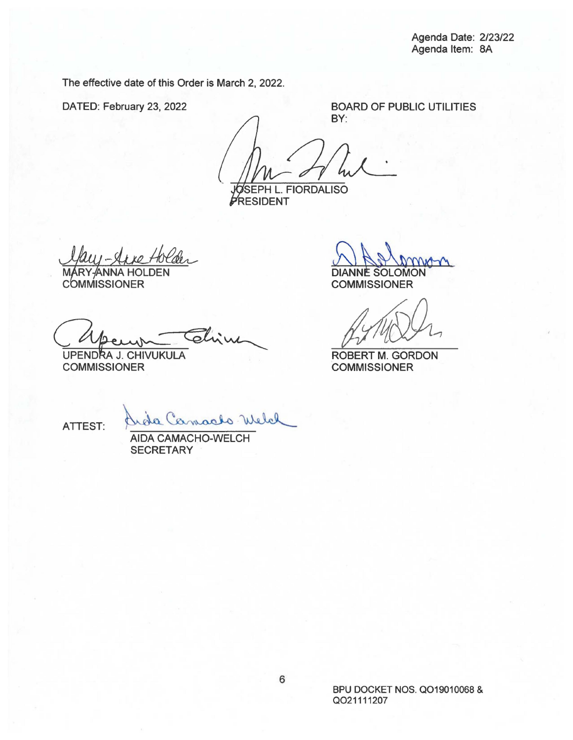Agenda Date: 2/23/22
Agenda Item: 8A

The effective date of this Order is March 2, 2022.

DATED: February 23, 2022

BOARD OF PUBLIC UTILITIES
BY:

JOSEPH L. FIORDALISO
PRESIDENT

MARY-ANNA HOLDEN
COMMISSIONER

DIANNE SOLOMON
COMMISSIONER

UPENDRA J. CHIVUKULA
COMMISSIONER

ROBERT M. GORDON
COMMISSIONER

ATTEST:

AIDA CAMACHO-WELCH
SECRETARY

BPU DOCKET NOS. QO19010068 & QO21111207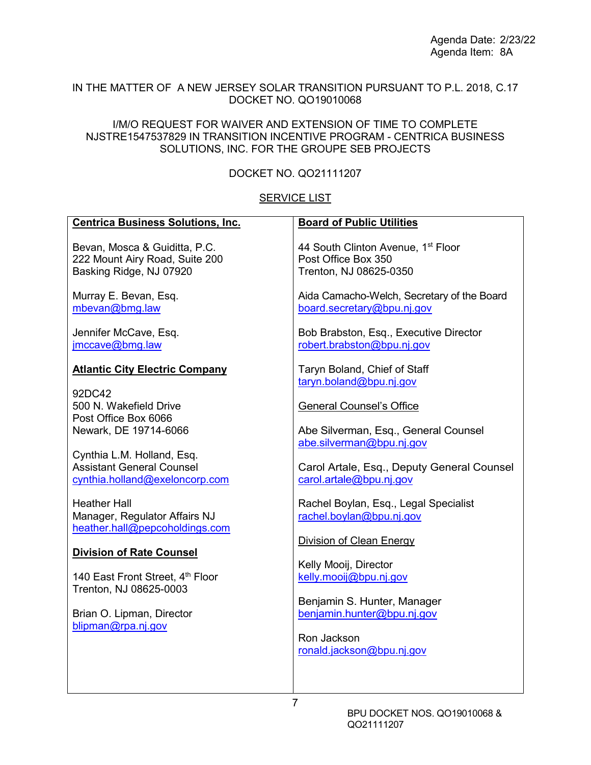Agenda Date: 2/23/22
Agenda Item: 8A

IN THE MATTER OF A NEW JERSEY SOLAR TRANSITION PURSUANT TO P.L. 2018, C.17
DOCKET NO. QO19010068

I/M/O REQUEST FOR WAIVER AND EXTENSION OF TIME TO COMPLETE NJSTRE1547537829 IN TRANSITION INCENTIVE PROGRAM - CENTRICA BUSINESS SOLUTIONS, INC. FOR THE GROUPE SEB PROJECTS

DOCKET NO. QO21111207

SERVICE LIST

| | |
|---|---|
| **Centrica Business Solutions, Inc.**<br><br>Bevan, Mosca & Guiditta, P.C.<br>222 Mount Airy Road, Suite 200<br>Basking Ridge, NJ 07920<br><br>Murray E. Bevan, Esq.<br>mbevan@bmg.law<br><br>Jennifer McCave, Esq.<br>jmccave@bmg.law<br><br>**Atlantic City Electric Company**<br><br>92DC42<br>500 N. Wakefield Drive<br>Post Office Box 6066<br>Newark, DE 19714-6066<br><br>Cynthia L.M. Holland, Esq.<br>Assistant General Counsel<br>cynthia.holland@exeloncorp.com<br><br>Heather Hall<br>Manager, Regulator Affairs NJ<br>heather.hall@pepcoholdings.com<br><br>**Division of Rate Counsel**<br><br>140 East Front Street, 4th Floor<br>Trenton, NJ 08625-0003<br><br>Brian O. Lipman, Director<br>blipman@rpa.nj.gov | **Board of Public Utilities**<br><br>44 South Clinton Avenue, 1st Floor<br>Post Office Box 350<br>Trenton, NJ 08625-0350<br><br>Aida Camacho-Welch, Secretary of the Board<br>board.secretary@bpu.nj.gov<br><br>Bob Brabston, Esq., Executive Director<br>robert.brabston@bpu.nj.gov<br><br>Taryn Boland, Chief of Staff<br>taryn.boland@bpu.nj.gov<br><br>General Counsel's Office<br><br>Abe Silverman, Esq., General Counsel<br>abe.silverman@bpu.nj.gov<br><br>Carol Artale, Esq., Deputy General Counsel<br>carol.artale@bpu.nj.gov<br><br>Rachel Boylan, Esq., Legal Specialist<br>rachel.boylan@bpu.nj.gov<br><br>Division of Clean Energy<br><br>Kelly Mooij, Director<br>kelly.mooij@bpu.nj.gov<br><br>Benjamin S. Hunter, Manager<br>benjamin.hunter@bpu.nj.gov<br><br>Ron Jackson<br>ronald.jackson@bpu.nj.gov |

BPU DOCKET NOS. QO19010068 & QO21111207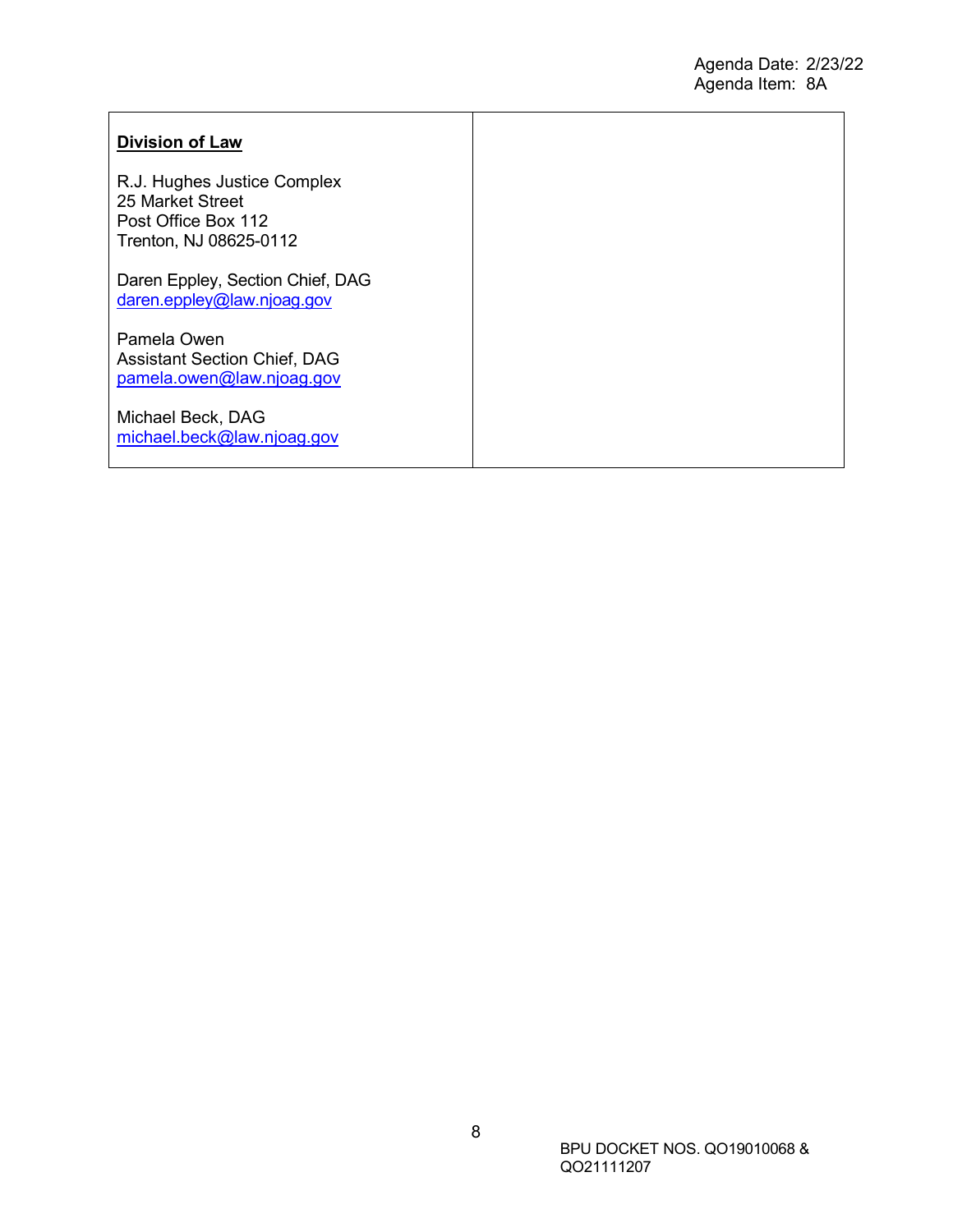| | |
|---|---|
| **Division of Law**<br><br>R.J. Hughes Justice Complex<br>25 Market Street<br>Post Office Box 112<br>Trenton, NJ 08625-0112<br><br>Daren Eppley, Section Chief, DAG<br>daren.eppley@law.njoag.gov<br><br>Pamela Owen<br>Assistant Section Chief, DAG<br>pamela.owen@law.njoag.gov<br><br>Michael Beck, DAG<br>michael.beck@law.njoag.gov | |